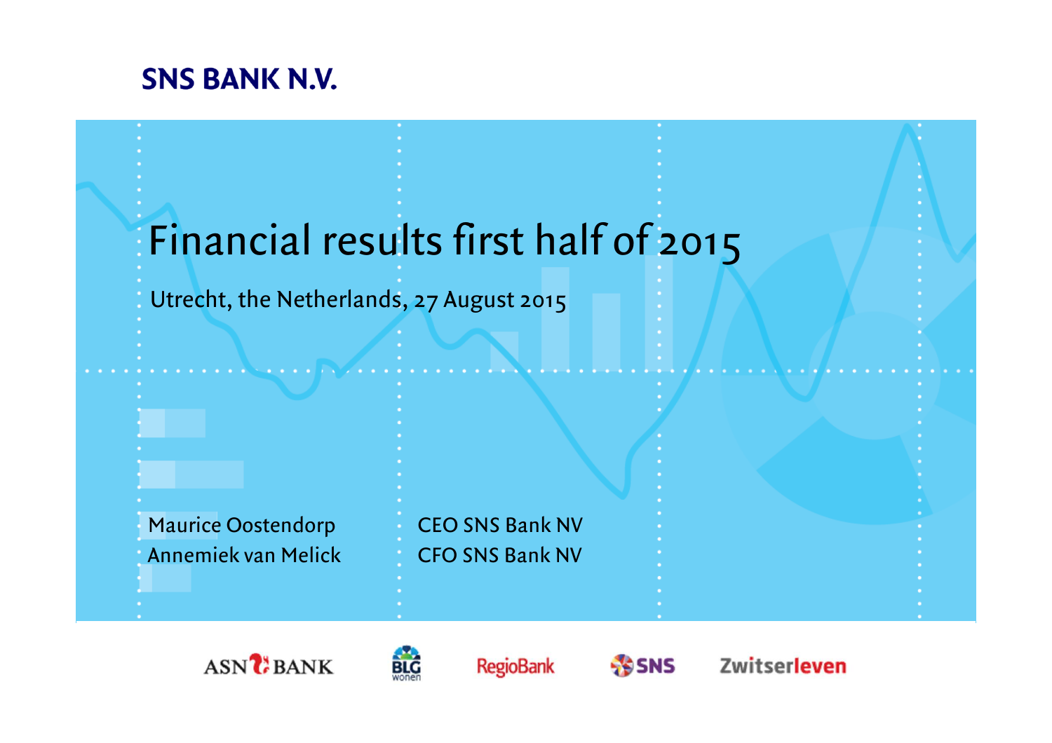SNS BANK N.V.

# Financial results first half of 2015

Utrecht, the Netherlands, 27 August 2015

| | |
|---|---|
| Maurice Oostendorp | CEO SNS Bank NV |
| Annemiek van Melick | CFO SNS Bank NV |

ASN BANK · BLG wonen · RegioBank · SNS · Zwitserleven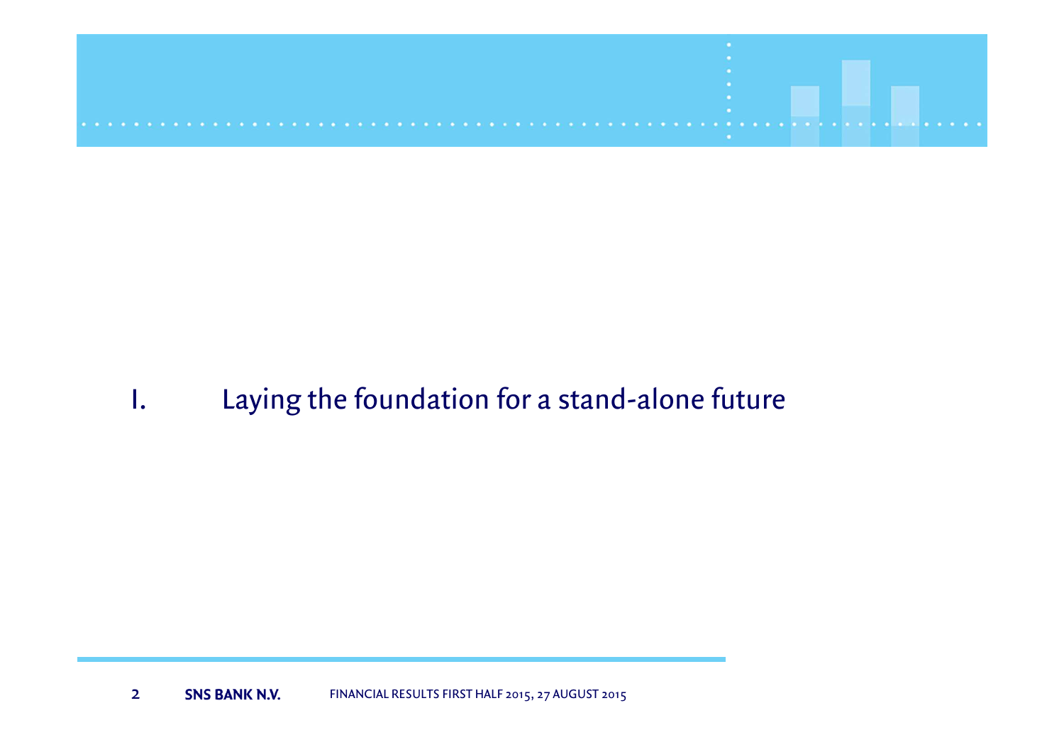# I. Laying the foundation for a stand-alone future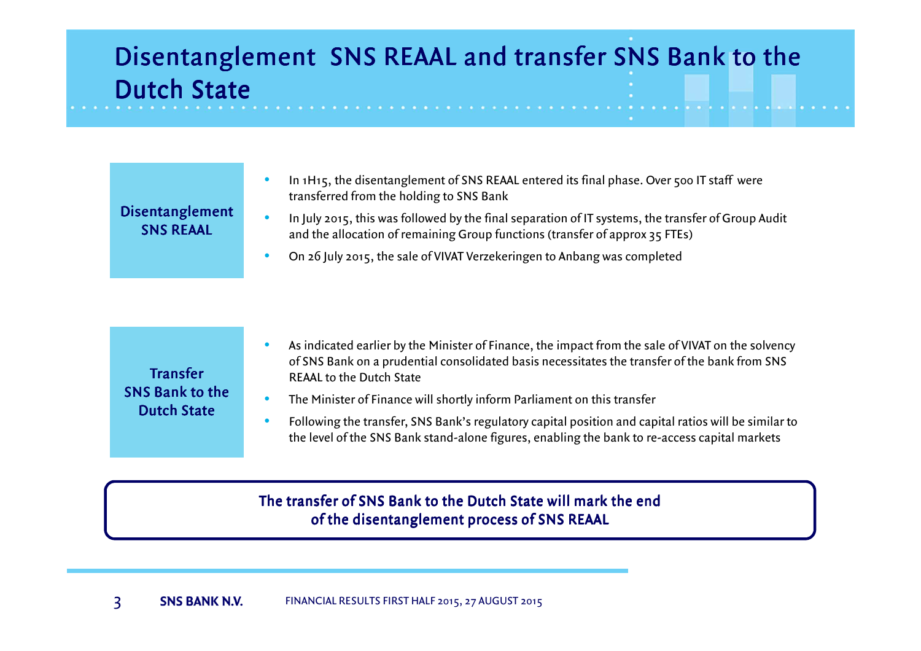# Disentanglement SNS REAAL and transfer SNS Bank to the Dutch State

## Disentanglement SNS REAAL

- In 1H15, the disentanglement of SNS REAAL entered its final phase. Over 500 IT staff were transferred from the holding to SNS Bank
- In July 2015, this was followed by the final separation of IT systems, the transfer of Group Audit and the allocation of remaining Group functions (transfer of approx 35 FTEs)
- On 26 July 2015, the sale of VIVAT Verzekeringen to Anbang was completed

## Transfer SNS Bank to the Dutch State

- As indicated earlier by the Minister of Finance, the impact from the sale of VIVAT on the solvency of SNS Bank on a prudential consolidated basis necessitates the transfer of the bank from SNS REAAL to the Dutch State
- The Minister of Finance will shortly inform Parliament on this transfer
- Following the transfer, SNS Bank's regulatory capital position and capital ratios will be similar to the level of the SNS Bank stand-alone figures, enabling the bank to re-access capital markets

**The transfer of SNS Bank to the Dutch State will mark the end of the disentanglement process of SNS REAAL**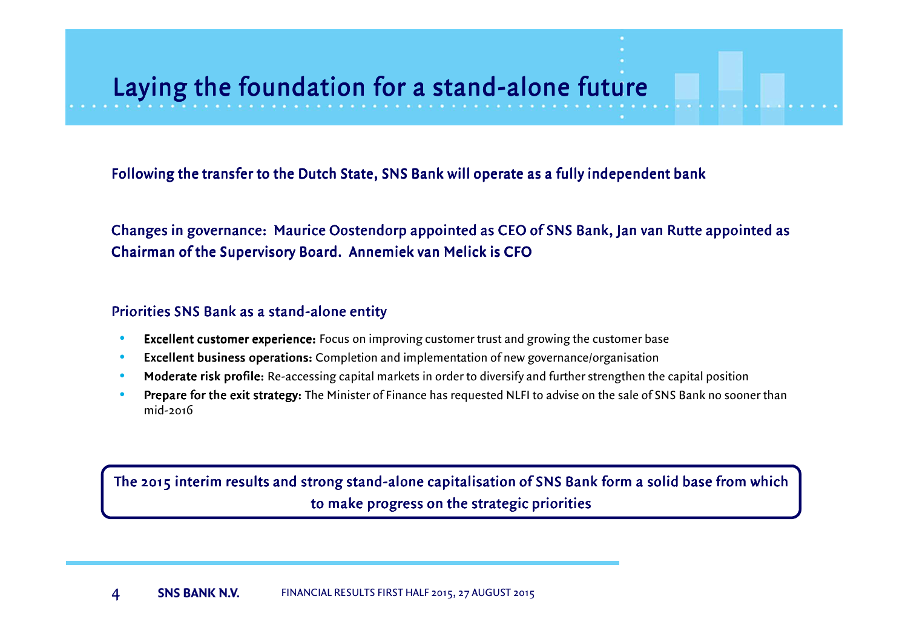# Laying the foundation for a stand-alone future

**Following the transfer to the Dutch State, SNS Bank will operate as a fully independent bank**

**Changes in governance: Maurice Oostendorp appointed as CEO of SNS Bank, Jan van Rutte appointed as Chairman of the Supervisory Board. Annemiek van Melick is CFO**

**Priorities SNS Bank as a stand-alone entity**

- **Excellent customer experience:** Focus on improving customer trust and growing the customer base
- **Excellent business operations:** Completion and implementation of new governance/organisation
- **Moderate risk profile:** Re-accessing capital markets in order to diversify and further strengthen the capital position
- **Prepare for the exit strategy:** The Minister of Finance has requested NLFI to advise on the sale of SNS Bank no sooner than mid-2016

**The 2015 interim results and strong stand-alone capitalisation of SNS Bank form a solid base from which to make progress on the strategic priorities**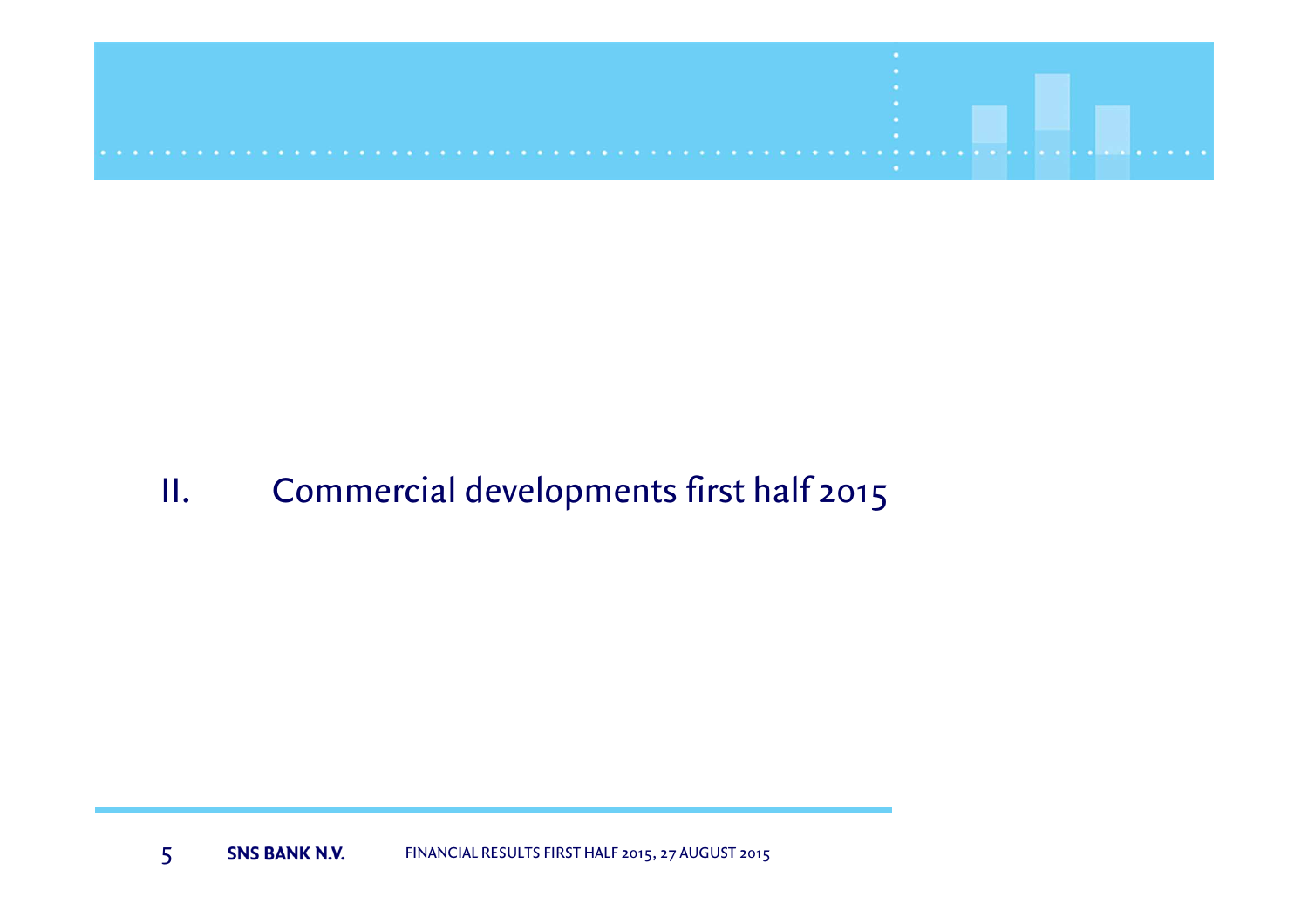# II. Commercial developments first half 2015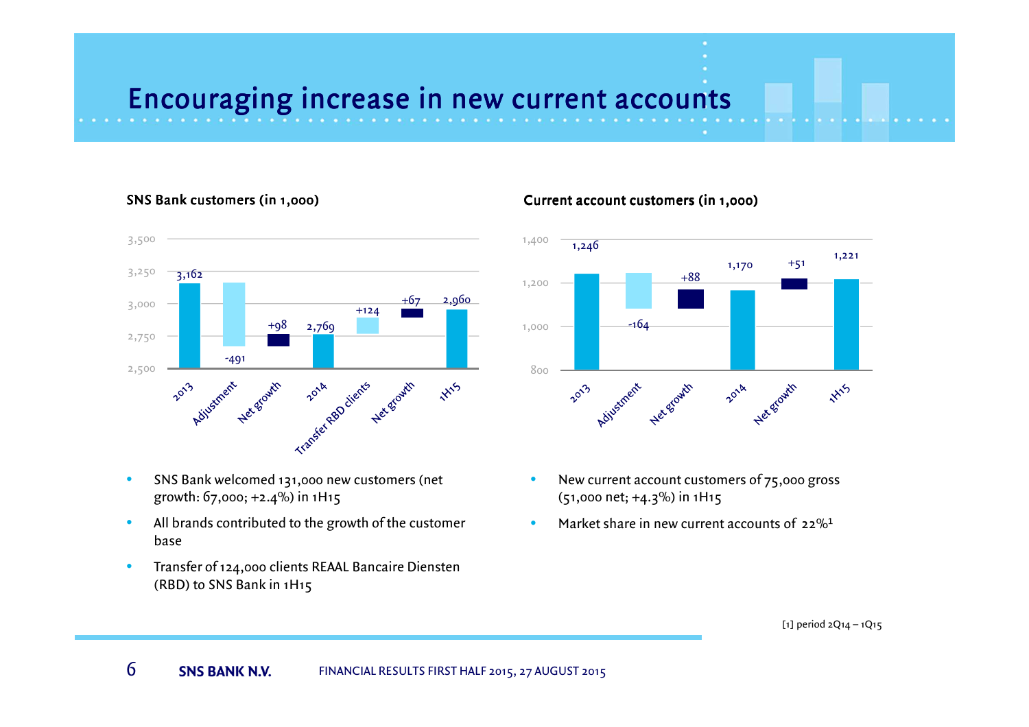# Encouraging increase in new current accounts

**SNS Bank customers (in 1,000)**

| | 2013 | Adjustment | Net growth | 2014 | Transfer RBD clients | Net growth | 1H15 |
|---|---|---|---|---|---|---|---|
| Value | 3,162 | -491 | +98 | 2,769 | +124 | +67 | 2,960 |

- SNS Bank welcomed 131,000 new customers (net growth: 67,000; +2.4%) in 1H15
- All brands contributed to the growth of the customer base
- Transfer of 124,000 clients REAAL Bancaire Diensten (RBD) to SNS Bank in 1H15

**Current account customers (in 1,000)**

| | 2013 | Adjustment | Net growth | 2014 | Net growth | 1H15 |
|---|---|---|---|---|---|---|
| Value | 1,246 | -164 | +88 | 1,170 | +51 | 1,221 |

- New current account customers of 75,000 gross (51,000 net; +4.3%) in 1H15
- Market share in new current accounts of 22%[1]

[1] period 2Q14 – 1Q15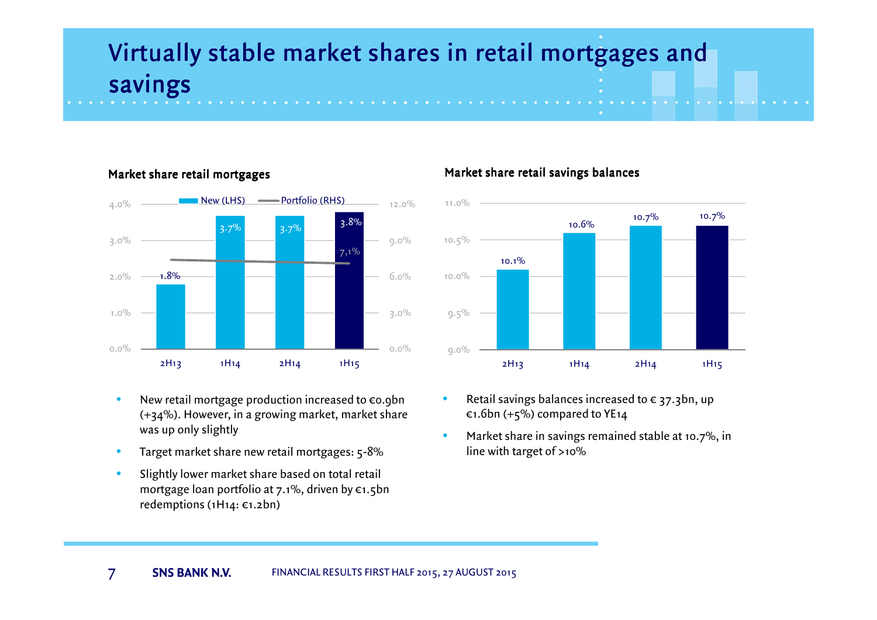# Virtually stable market shares in retail mortgages and savings

### Market share retail mortgages

| | New (LHS) | Portfolio (RHS) |
|---|---|---|
| 2H13 | 1.8% | |
| 1H14 | 3.7% | |
| 2H14 | 3.7% | |
| 1H15 | 3.8% | 7,1% |

- New retail mortgage production increased to €0.9bn (+34%). However, in a growing market, market share was up only slightly
- Target market share new retail mortgages: 5-8%
- Slightly lower market share based on total retail mortgage loan portfolio at 7.1%, driven by €1.5bn redemptions (1H14: €1.2bn)

### Market share retail savings balances

| | Market share |
|---|---|
| 2H13 | 10.1% |
| 1H14 | 10.6% |
| 2H14 | 10.7% |
| 1H15 | 10.7% |

- Retail savings balances increased to € 37.3bn, up €1.6bn (+5%) compared to YE14
- Market share in savings remained stable at 10.7%, in line with target of >10%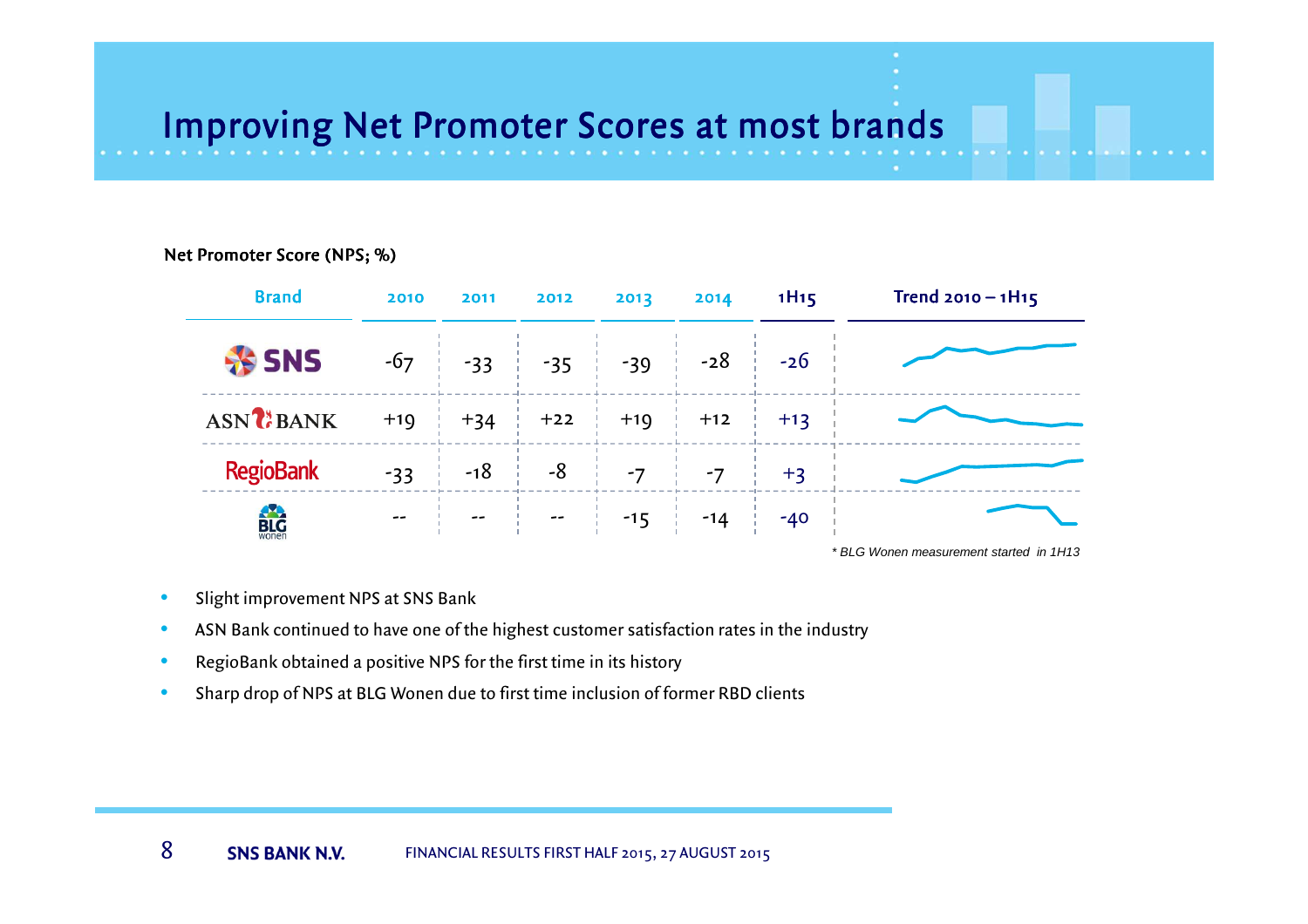# Improving Net Promoter Scores at most brands

**Net Promoter Score (NPS; %)**

| Brand | 2010 | 2011 | 2012 | 2013 | 2014 | 1H15 | Trend 2010 – 1H15 |
|---|---|---|---|---|---|---|---|
| SNS | -67 | -33 | -35 | -39 | -28 | -26 | |
| ASN BANK | +19 | +34 | +22 | +19 | +12 | +13 | |
| RegioBank | -33 | -18 | -8 | -7 | -7 | +3 | |
| BLG wonen | -- | -- | -- | -15 | -14 | -40 | |

*\* BLG Wonen measurement started in 1H13*

- Slight improvement NPS at SNS Bank
- ASN Bank continued to have one of the highest customer satisfaction rates in the industry
- RegioBank obtained a positive NPS for the first time in its history
- Sharp drop of NPS at BLG Wonen due to first time inclusion of former RBD clients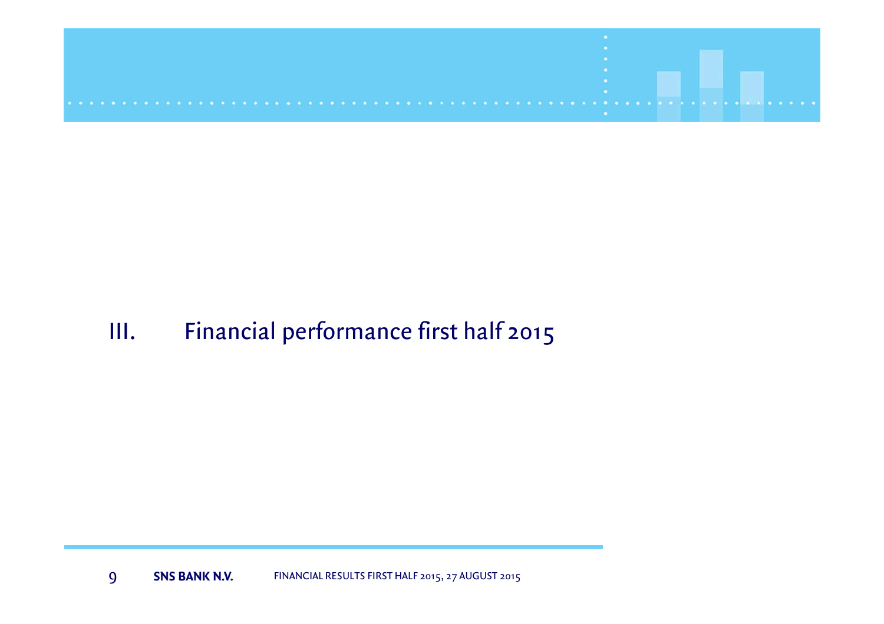# III. Financial performance first half 2015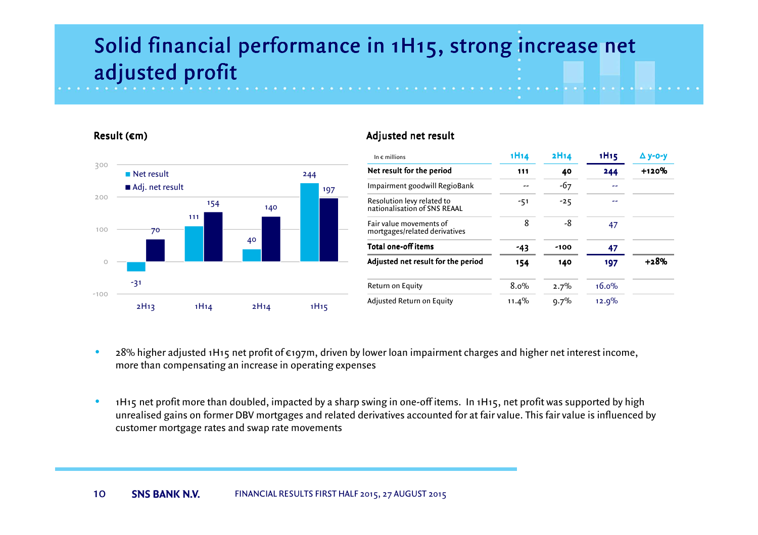# Solid financial performance in 1H15, strong increase net adjusted profit

## Result (€m)

| | 2H13 | 1H14 | 2H14 | 1H15 |
|---|---|---|---|---|
| Net result | -31 | 111 | 40 | 244 |
| Adj. net result | 70 | 154 | 140 | 197 |

## Adjusted net result

| In € millions | 1H14 | 2H14 | 1H15 | Δ y-o-y |
|---|---|---|---|---|
| **Net result for the period** | **111** | **40** | **244** | **+120%** |
| Impairment goodwill RegioBank | -- | -67 | -- | |
| Resolution levy related to nationalisation of SNS REAAL | -51 | -25 | -- | |
| Fair value movements of mortgages/related derivatives | 8 | -8 | 47 | |
| **Total one-off items** | **-43** | **-100** | **47** | |
| **Adjusted net result for the period** | **154** | **140** | **197** | **+28%** |
| Return on Equity | 8.0% | 2.7% | 16.0% | |
| Adjusted Return on Equity | 11.4% | 9.7% | 12.9% | |

- 28% higher adjusted 1H15 net profit of €197m, driven by lower loan impairment charges and higher net interest income, more than compensating an increase in operating expenses
- 1H15 net profit more than doubled, impacted by a sharp swing in one-off items. In 1H15, net profit was supported by high unrealised gains on former DBV mortgages and related derivatives accounted for at fair value. This fair value is influenced by customer mortgage rates and swap rate movements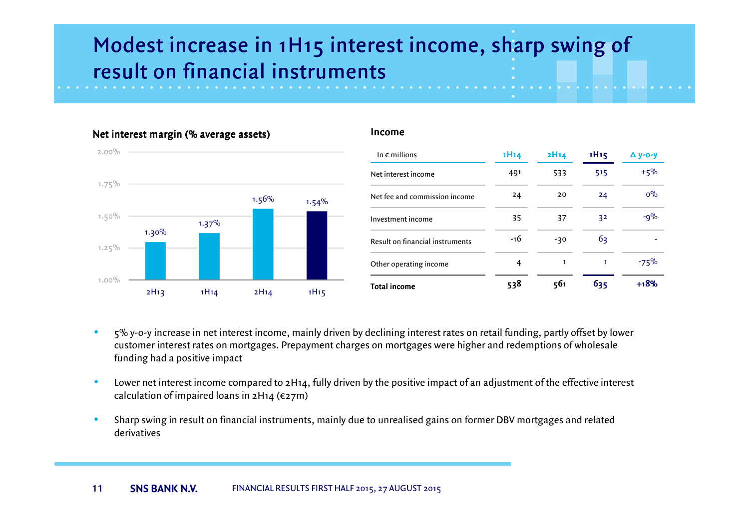# Modest increase in 1H15 interest income, sharp swing of result on financial instruments

## Net interest margin (% average assets)

| | 2H13 | 1H14 | 2H14 | 1H15 |
|---|---|---|---|---|
| Net interest margin | 1.30% | 1.37% | 1.56% | 1.54% |

## Income

| In € millions | 1H14 | 2H14 | 1H15 | Δ y-o-y |
|---|---|---|---|---|
| Net interest income | 491 | 533 | 515 | +5% |
| Net fee and commission income | 24 | 20 | 24 | 0% |
| Investment income | 35 | 37 | 32 | -9% |
| Result on financial instruments | -16 | -30 | 63 | - |
| Other operating income | 4 | 1 | 1 | -75% |
| **Total income** | **538** | **561** | **635** | **+18%** |

- 5% y-o-y increase in net interest income, mainly driven by declining interest rates on retail funding, partly offset by lower customer interest rates on mortgages. Prepayment charges on mortgages were higher and redemptions of wholesale funding had a positive impact
- Lower net interest income compared to 2H14, fully driven by the positive impact of an adjustment of the effective interest calculation of impaired loans in 2H14 (€27m)
- Sharp swing in result on financial instruments, mainly due to unrealised gains on former DBV mortgages and related derivatives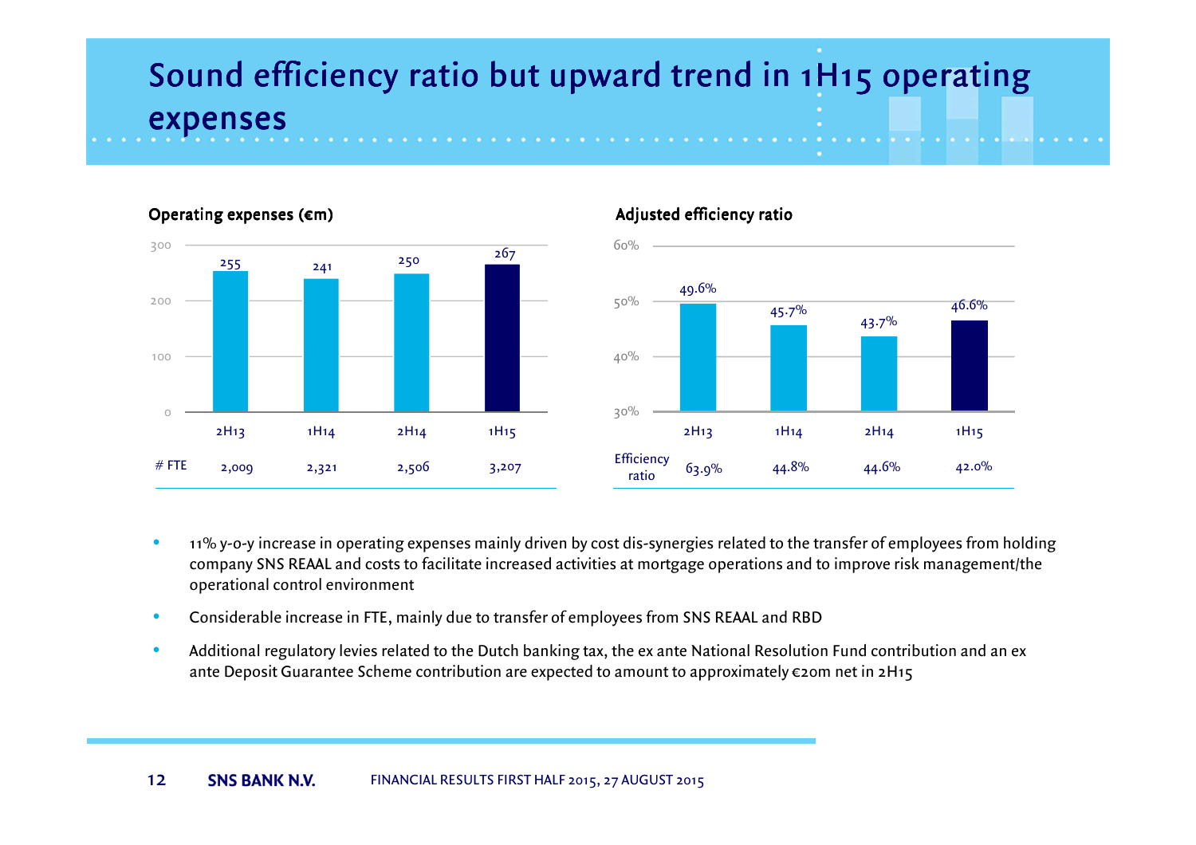# Sound efficiency ratio but upward trend in 1H15 operating expenses

### Operating expenses (€m)

| | 2H13 | 1H14 | 2H14 | 1H15 |
|---|---|---|---|---|
| Operating expenses (€m) | 255 | 241 | 250 | 267 |
| # FTE | 2,009 | 2,321 | 2,506 | 3,207 |

### Adjusted efficiency ratio

| | 2H13 | 1H14 | 2H14 | 1H15 |
|---|---|---|---|---|
| Adjusted efficiency ratio | 49.6% | 45.7% | 43.7% | 46.6% |
| Efficiency ratio | 63.9% | 44.8% | 44.6% | 42.0% |

- 11% y-o-y increase in operating expenses mainly driven by cost dis-synergies related to the transfer of employees from holding company SNS REAAL and costs to facilitate increased activities at mortgage operations and to improve risk management/the operational control environment
- Considerable increase in FTE, mainly due to transfer of employees from SNS REAAL and RBD
- Additional regulatory levies related to the Dutch banking tax, the ex ante National Resolution Fund contribution and an ex ante Deposit Guarantee Scheme contribution are expected to amount to approximately €20m net in 2H15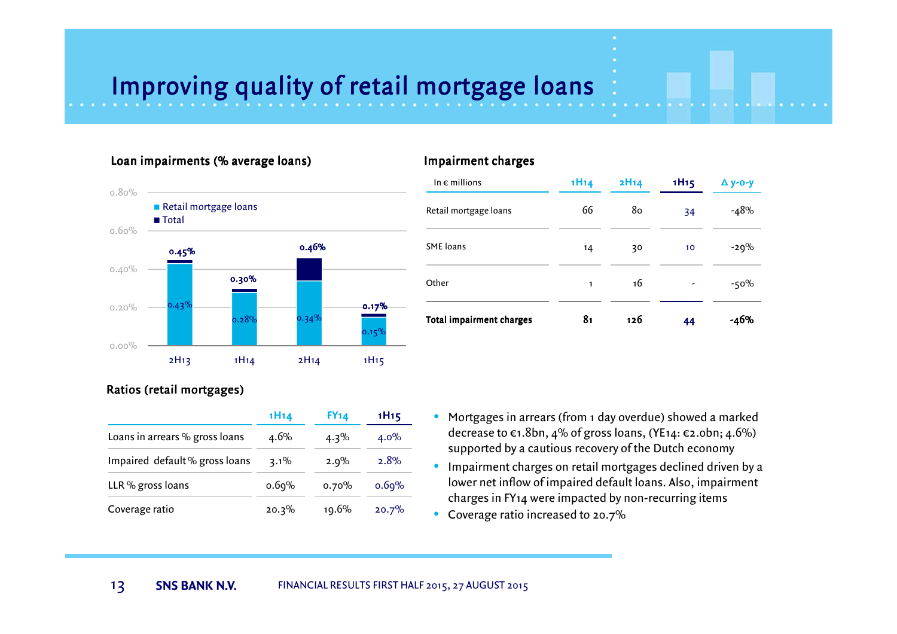# Improving quality of retail mortgage loans

### Loan impairments (% average loans)

| | 2H13 | 1H14 | 2H14 | 1H15 |
|---|---|---|---|---|
| Retail mortgage loans | 0.43% | 0.28% | 0.34% | 0.15% |
| Total | 0.45% | 0.30% | 0.46% | 0.17% |

### Impairment charges

| In € millions | 1H14 | 2H14 | 1H15 | Δ y-o-y |
|---|---|---|---|---|
| Retail mortgage loans | 66 | 80 | 34 | -48% |
| SME loans | 14 | 30 | 10 | -29% |
| Other | 1 | 16 | - | -50% |
| **Total impairment charges** | **81** | **126** | **44** | **-46%** |

### Ratios (retail mortgages)

| | 1H14 | FY14 | 1H15 |
|---|---|---|---|
| Loans in arrears % gross loans | 4.6% | 4.3% | 4.0% |
| Impaired default % gross loans | 3.1% | 2.9% | 2.8% |
| LLR % gross loans | 0.69% | 0.70% | 0.69% |
| Coverage ratio | 20.3% | 19.6% | 20.7% |

- Mortgages in arrears (from 1 day overdue) showed a marked decrease to €1.8bn, 4% of gross loans, (YE14: €2.0bn; 4.6%) supported by a cautious recovery of the Dutch economy
- Impairment charges on retail mortgages declined driven by a lower net inflow of impaired default loans. Also, impairment charges in FY14 were impacted by non-recurring items
- Coverage ratio increased to 20.7%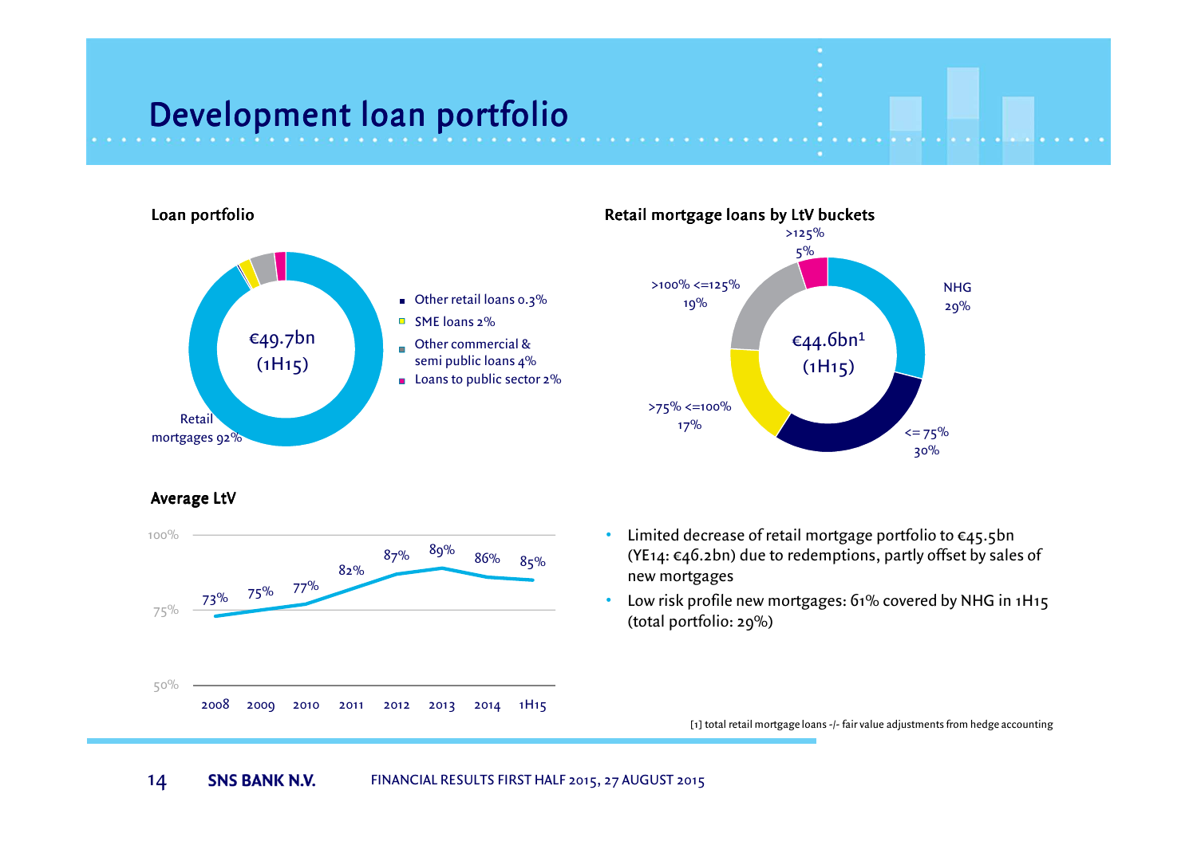# Development loan portfolio

### Loan portfolio

€49.7bn (1H15)

- Other retail loans 0.3%
- SME loans 2%
- Other commercial & semi public loans 4%
- Loans to public sector 2%
- Retail mortgages 92%

### Retail mortgage loans by LtV buckets

€44.6bn[1] (1H15)

- NHG 29%
- <= 75% 30%
- >75% <=100% 17%
- >100% <=125% 19%
- >125% 5%

### Average LtV

| 2008 | 2009 | 2010 | 2011 | 2012 | 2013 | 2014 | 1H15 |
|---|---|---|---|---|---|---|---|
| 73% | 75% | 77% | 82% | 87% | 89% | 86% | 85% |

- Limited decrease of retail mortgage portfolio to €45.5bn (YE14: €46.2bn) due to redemptions, partly offset by sales of new mortgages
- Low risk profile new mortgages: 61% covered by NHG in 1H15 (total portfolio: 29%)

[1] total retail mortgage loans -/- fair value adjustments from hedge accounting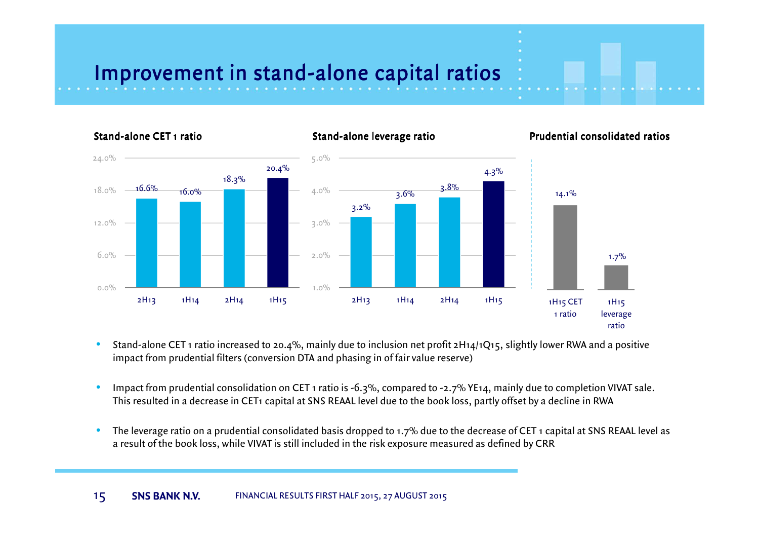# Improvement in stand-alone capital ratios

### Stand-alone CET 1 ratio

| Period | CET 1 ratio |
|---|---|
| 2H13 | 16.6% |
| 1H14 | 16.0% |
| 2H14 | 18.3% |
| 1H15 | 20.4% |

### Stand-alone leverage ratio

| Period | Leverage ratio |
|---|---|
| 2H13 | 3.2% |
| 1H14 | 3.6% |
| 2H14 | 3.8% |
| 1H15 | 4.3% |

### Prudential consolidated ratios

| Ratio | Value |
|---|---|
| 1H15 CET 1 ratio | 14.1% |
| 1H15 leverage ratio | 1.7% |

- Stand-alone CET 1 ratio increased to 20.4%, mainly due to inclusion net profit 2H14/1Q15, slightly lower RWA and a positive impact from prudential filters (conversion DTA and phasing in of fair value reserve)
- Impact from prudential consolidation on CET 1 ratio is -6.3%, compared to -2.7% YE14, mainly due to completion VIVAT sale. This resulted in a decrease in CET1 capital at SNS REAAL level due to the book loss, partly offset by a decline in RWA
- The leverage ratio on a prudential consolidated basis dropped to 1.7% due to the decrease of CET 1 capital at SNS REAAL level as a result of the book loss, while VIVAT is still included in the risk exposure measured as defined by CRR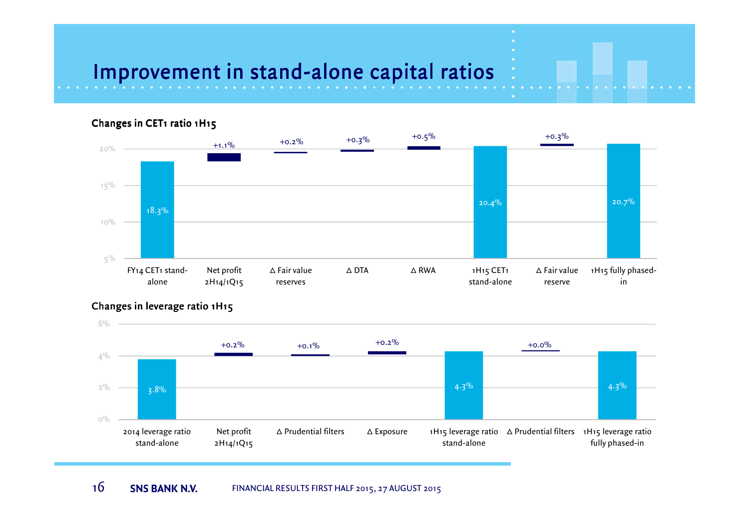# Improvement in stand-alone capital ratios

## Changes in CET1 ratio 1H15

| | FY14 CET1 stand-alone | Net profit 2H14/1Q15 | Δ Fair value reserves | Δ DTA | Δ RWA | 1H15 CET1 stand-alone | Δ Fair value reserve | 1H15 fully phased-in |
|---|---|---|---|---|---|---|---|---|
| CET1 ratio | 18.3% | +1.1% | +0.2% | +0.3% | +0.5% | 20.4% | +0.3% | 20.7% |

## Changes in leverage ratio 1H15

| | 2014 leverage ratio stand-alone | Net profit 2H14/1Q15 | Δ Prudential filters | Δ Exposure | 1H15 leverage ratio stand-alone | Δ Prudential filters | 1H15 leverage ratio fully phased-in |
|---|---|---|---|---|---|---|---|
| Leverage ratio | 3.8% | +0.2% | +0.1% | +0.2% | 4.3% | +0.0% | 4.3% |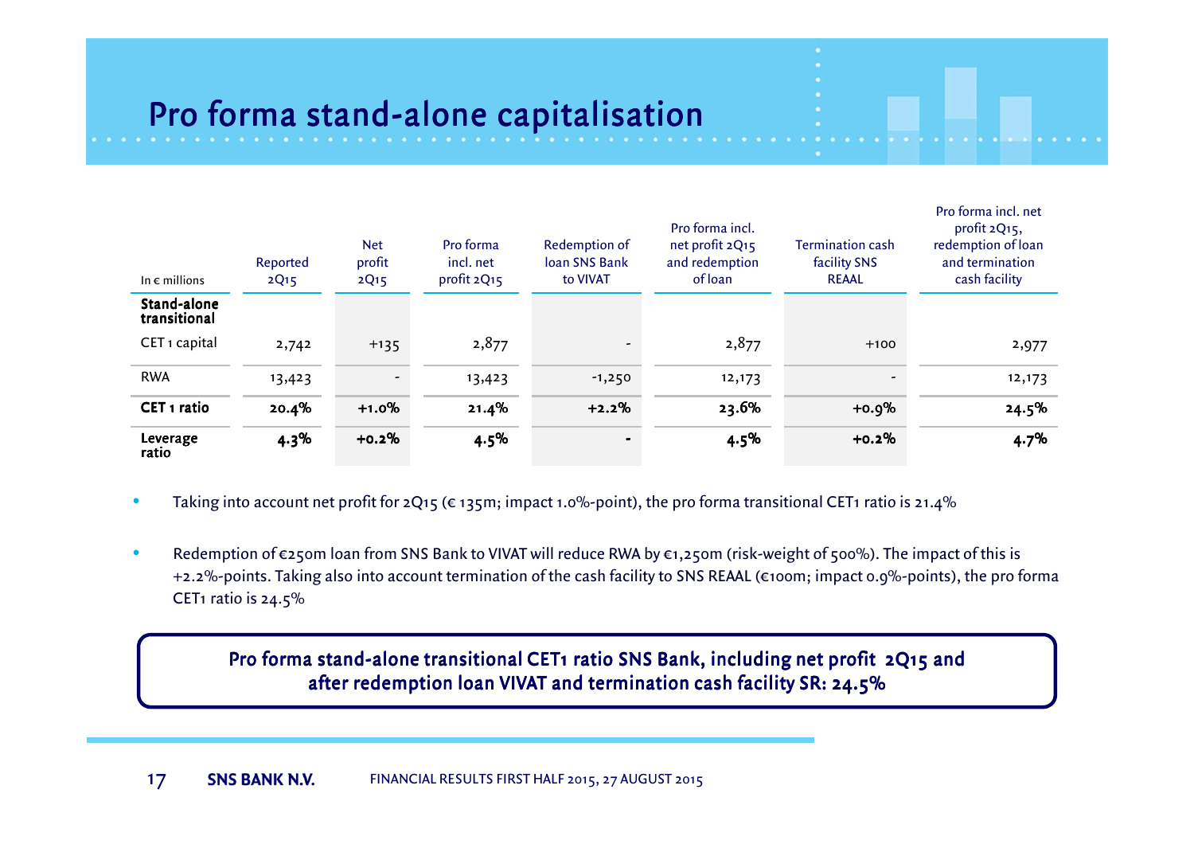# Pro forma stand-alone capitalisation

| In € millions | Reported 2Q15 | Net profit 2Q15 | Pro forma incl. net profit 2Q15 | Redemption of loan SNS Bank to VIVAT | Pro forma incl. net profit 2Q15 and redemption of loan | Termination cash facility SNS REAAL | Pro forma incl. net profit 2Q15, redemption of loan and termination cash facility |
|---|---|---|---|---|---|---|---|
| **Stand-alone transitional** | | | | | | | |
| CET 1 capital | 2,742 | +135 | 2,877 | - | 2,877 | +100 | 2,977 |
| RWA | 13,423 | - | 13,423 | -1,250 | 12,173 | - | 12,173 |
| **CET 1 ratio** | **20.4%** | **+1.0%** | **21.4%** | **+2.2%** | **23.6%** | **+0.9%** | **24.5%** |
| **Leverage ratio** | **4.3%** | **+0.2%** | **4.5%** | **-** | **4.5%** | **+0.2%** | **4.7%** |

- Taking into account net profit for 2Q15 (€ 135m; impact 1.0%-point), the pro forma transitional CET1 ratio is 21.4%
- Redemption of €250m loan from SNS Bank to VIVAT will reduce RWA by €1,250m (risk-weight of 500%). The impact of this is +2.2%-points. Taking also into account termination of the cash facility to SNS REAAL (€100m; impact 0.9%-points), the pro forma CET1 ratio is 24.5%

**Pro forma stand-alone transitional CET1 ratio SNS Bank, including net profit 2Q15 and after redemption loan VIVAT and termination cash facility SR: 24.5%**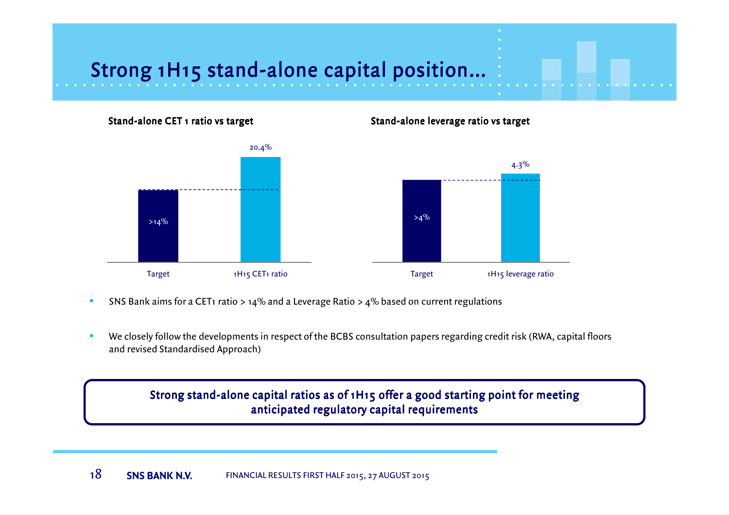# Strong 1H15 stand-alone capital position...

**Stand-alone CET 1 ratio vs target**

| Target | 1H15 CET1 ratio |
|---|---|
| >14% | 20.4% |

**Stand-alone leverage ratio vs target**

| Target | 1H15 leverage ratio |
|---|---|
| >4% | 4.3% |

- SNS Bank aims for a CET1 ratio > 14% and a Leverage Ratio > 4% based on current regulations
- We closely follow the developments in respect of the BCBS consultation papers regarding credit risk (RWA, capital floors and revised Standardised Approach)

**Strong stand-alone capital ratios as of 1H15 offer a good starting point for meeting anticipated regulatory capital requirements**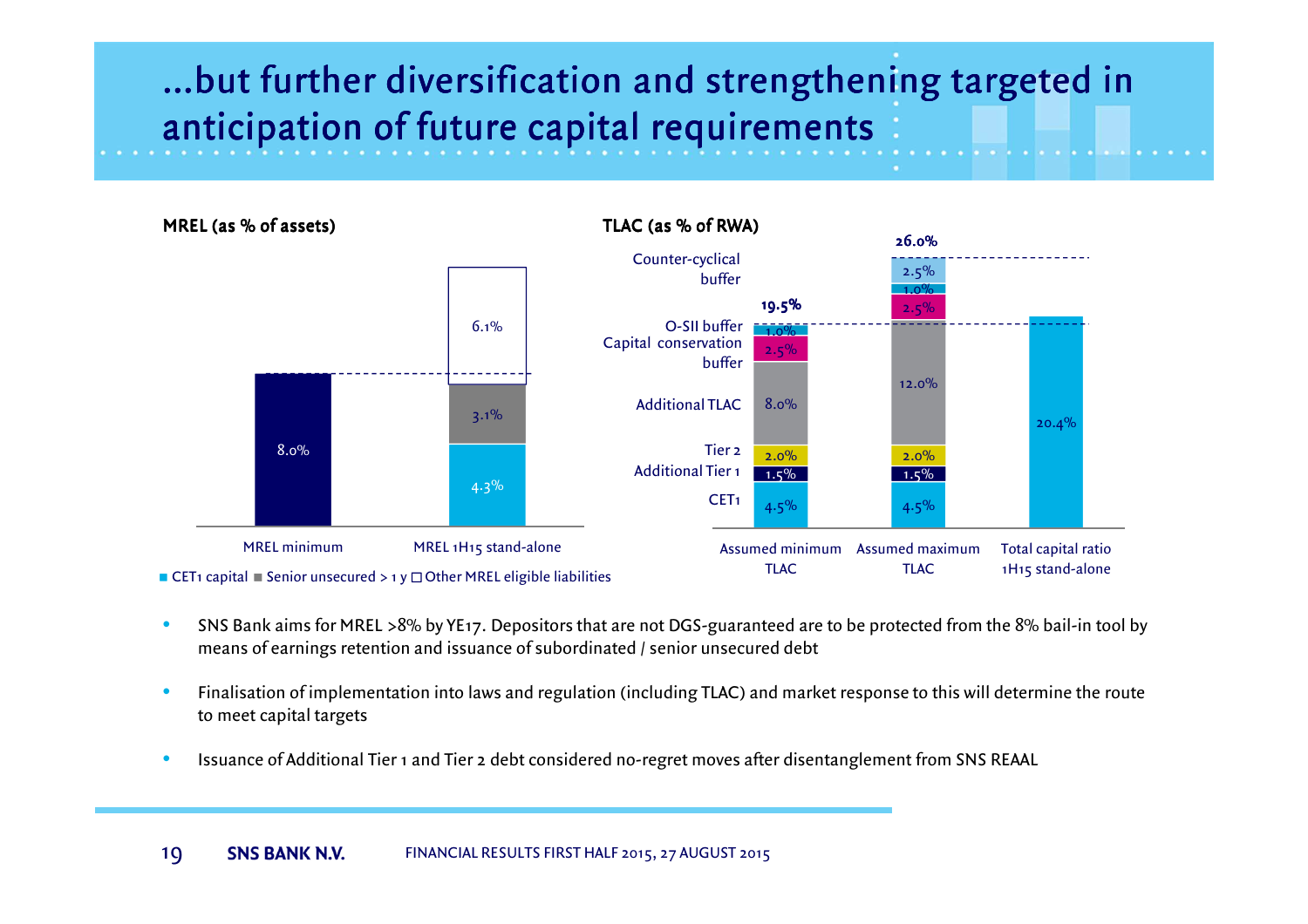# ...but further diversification and strengthening targeted in anticipation of future capital requirements

**MREL (as % of assets)**

| | CET1 capital | Senior unsecured > 1 y | Other MREL eligible liabilities | Total |
|---|---|---|---|---|
| MREL minimum | | | | 8.0% |
| MREL 1H15 stand-alone | 4.3% | 3.1% | 6.1% | |

**TLAC (as % of RWA)**

| | Assumed minimum TLAC | Assumed maximum TLAC | Total capital ratio 1H15 stand-alone |
|---|---|---|---|
| CET1 | 4.5% | 4.5% | |
| Additional Tier 1 | 1.5% | 1.5% | |
| Tier 2 | 2.0% | 2.0% | |
| Additional TLAC | 8.0% | 12.0% | |
| Capital conservation buffer | 2.5% | 2.5% | |
| O-SII buffer | 1.0% | 1.0% | |
| Counter-cyclical buffer | | 2.5% | |
| Total | 19.5% | 26.0% | 20.4% |

- SNS Bank aims for MREL >8% by YE17. Depositors that are not DGS-guaranteed are to be protected from the 8% bail-in tool by means of earnings retention and issuance of subordinated / senior unsecured debt
- Finalisation of implementation into laws and regulation (including TLAC) and market response to this will determine the route to meet capital targets
- Issuance of Additional Tier 1 and Tier 2 debt considered no-regret moves after disentanglement from SNS REAAL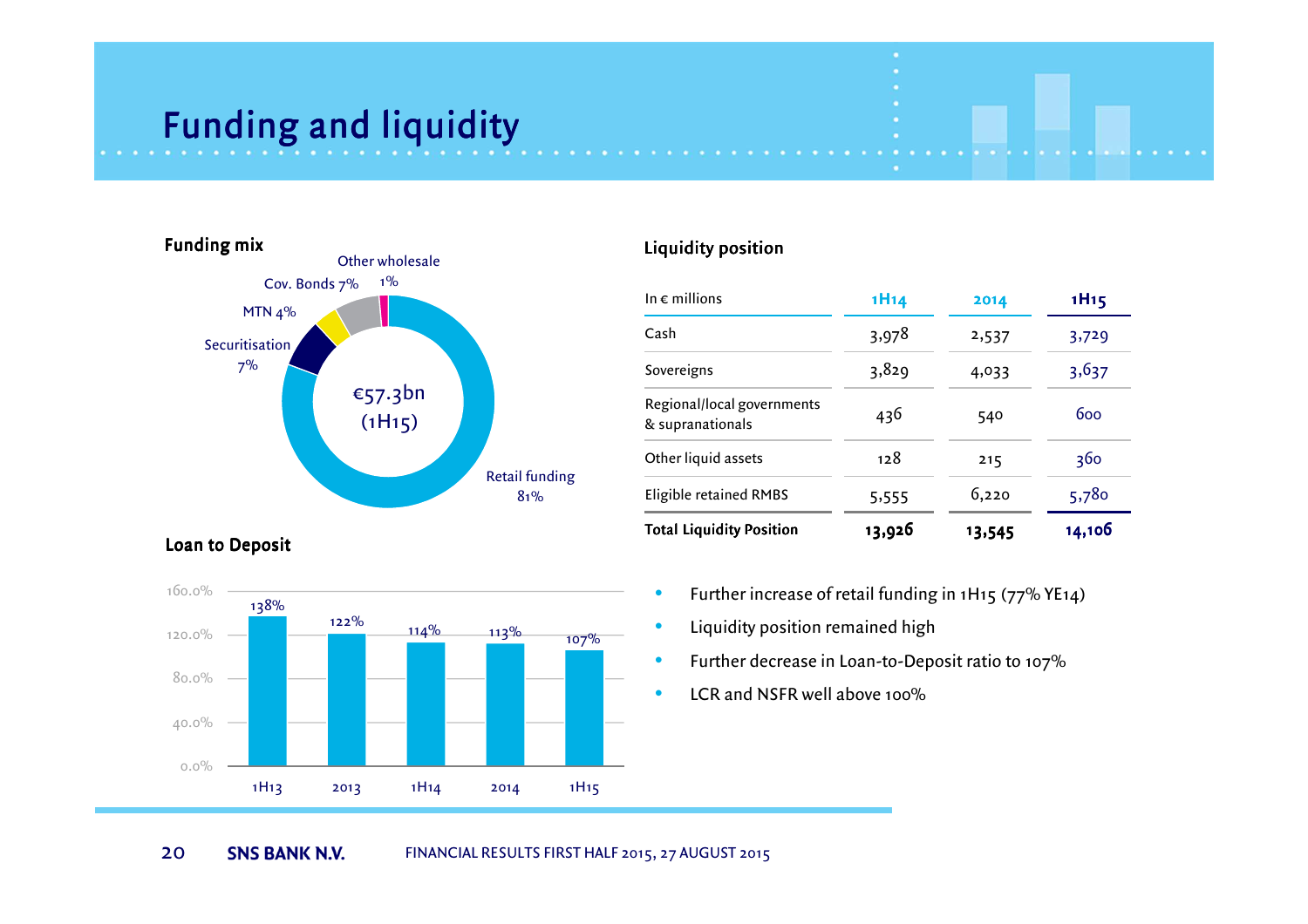# Funding and liquidity

## Funding mix

€57.3bn (1H15)

- Retail funding 81%
- Securitisation 7%
- MTN 4%
- Cov. Bonds 7%
- Other wholesale 1%

## Loan to Deposit

| | 1H13 | 2013 | 1H14 | 2014 | 1H15 |
|---|---|---|---|---|---|
| Loan to Deposit | 138% | 122% | 114% | 113% | 107% |

## Liquidity position

| In € millions | 1H14 | 2014 | 1H15 |
|---|---|---|---|
| Cash | 3,978 | 2,537 | 3,729 |
| Sovereigns | 3,829 | 4,033 | 3,637 |
| Regional/local governments & supranationals | 436 | 540 | 600 |
| Other liquid assets | 128 | 215 | 360 |
| Eligible retained RMBS | 5,555 | 6,220 | 5,780 |
| **Total Liquidity Position** | **13,926** | **13,545** | **14,106** |

- Further increase of retail funding in 1H15 (77% YE14)
- Liquidity position remained high
- Further decrease in Loan-to-Deposit ratio to 107%
- LCR and NSFR well above 100%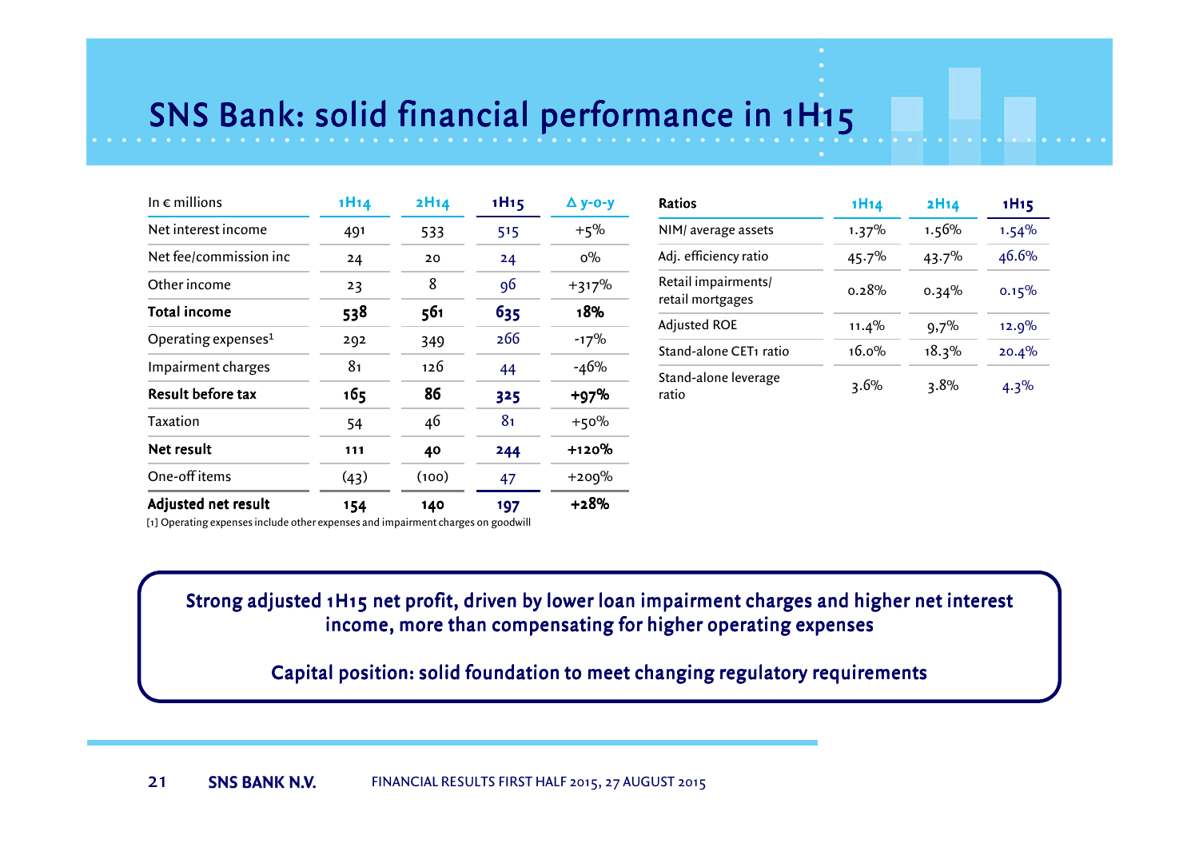# SNS Bank: solid financial performance in 1H15

| In € millions | 1H14 | 2H14 | 1H15 | Δ y-o-y |
|---|---|---|---|---|
| Net interest income | 491 | 533 | 515 | +5% |
| Net fee/commission inc | 24 | 20 | 24 | 0% |
| Other income | 23 | 8 | 96 | +317% |
| **Total income** | **538** | **561** | **635** | **18%** |
| Operating expenses[1] | 292 | 349 | 266 | -17% |
| Impairment charges | 81 | 126 | 44 | -46% |
| **Result before tax** | **165** | **86** | **325** | **+97%** |
| Taxation | 54 | 46 | 81 | +50% |
| **Net result** | **111** | **40** | **244** | **+120%** |
| One-off items | (43) | (100) | 47 | +209% |
| **Adjusted net result** | **154** | **140** | **197** | **+28%** |

[1] Operating expenses include other expenses and impairment charges on goodwill

| Ratios | 1H14 | 2H14 | 1H15 |
|---|---|---|---|
| NIM/ average assets | 1.37% | 1.56% | 1.54% |
| Adj. efficiency ratio | 45.7% | 43.7% | 46.6% |
| Retail impairments/ retail mortgages | 0.28% | 0.34% | 0.15% |
| Adjusted ROE | 11.4% | 9,7% | 12.9% |
| Stand-alone CET1 ratio | 16.0% | 18.3% | 20.4% |
| Stand-alone leverage ratio | 3.6% | 3.8% | 4.3% |

**Strong adjusted 1H15 net profit, driven by lower loan impairment charges and higher net interest income, more than compensating for higher operating expenses**

**Capital position: solid foundation to meet changing regulatory requirements**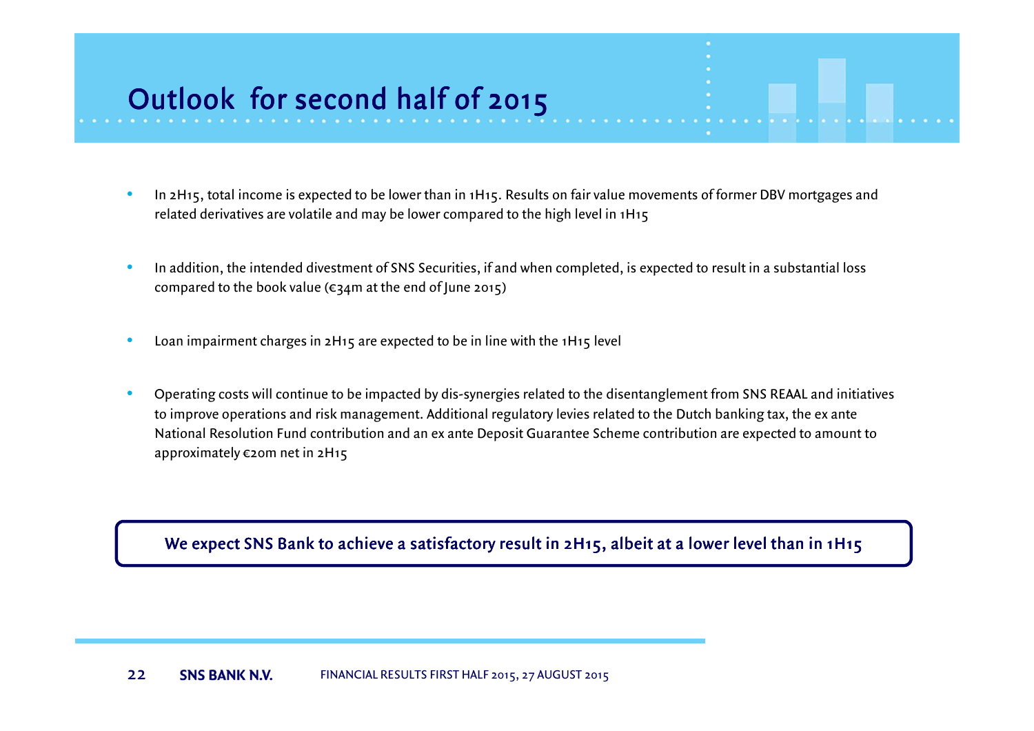# Outlook for second half of 2015

- In 2H15, total income is expected to be lower than in 1H15. Results on fair value movements of former DBV mortgages and related derivatives are volatile and may be lower compared to the high level in 1H15
- In addition, the intended divestment of SNS Securities, if and when completed, is expected to result in a substantial loss compared to the book value (€34m at the end of June 2015)
- Loan impairment charges in 2H15 are expected to be in line with the 1H15 level
- Operating costs will continue to be impacted by dis-synergies related to the disentanglement from SNS REAAL and initiatives to improve operations and risk management. Additional regulatory levies related to the Dutch banking tax, the ex ante National Resolution Fund contribution and an ex ante Deposit Guarantee Scheme contribution are expected to amount to approximately €20m net in 2H15

**We expect SNS Bank to achieve a satisfactory result in 2H15, albeit at a lower level than in 1H15**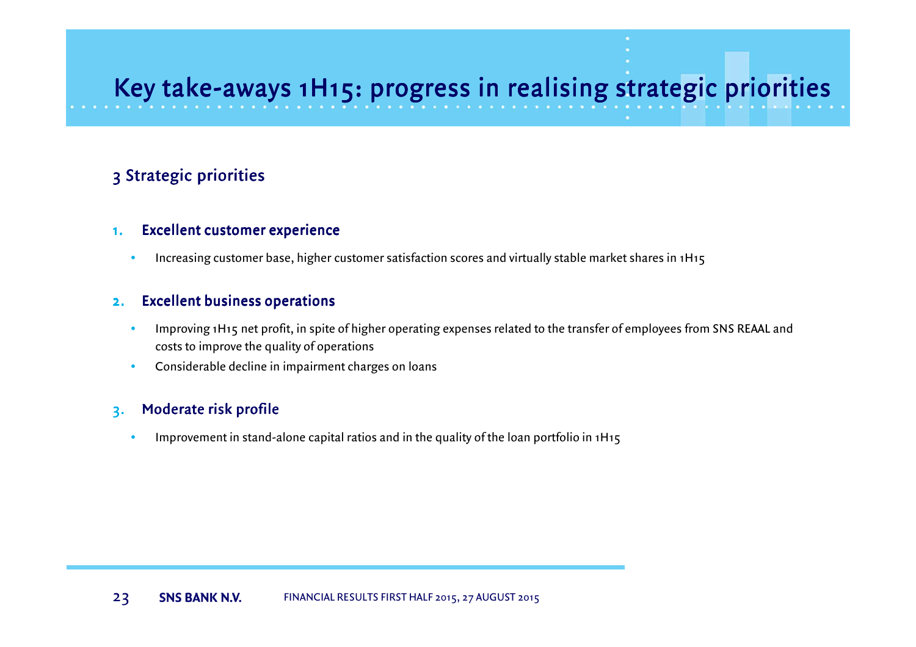# Key take-aways 1H15: progress in realising strategic priorities

## 3 Strategic priorities

### 1. Excellent customer experience

- Increasing customer base, higher customer satisfaction scores and virtually stable market shares in 1H15

### 2. Excellent business operations

- Improving 1H15 net profit, in spite of higher operating expenses related to the transfer of employees from SNS REAAL and costs to improve the quality of operations
- Considerable decline in impairment charges on loans

### 3. Moderate risk profile

- Improvement in stand-alone capital ratios and in the quality of the loan portfolio in 1H15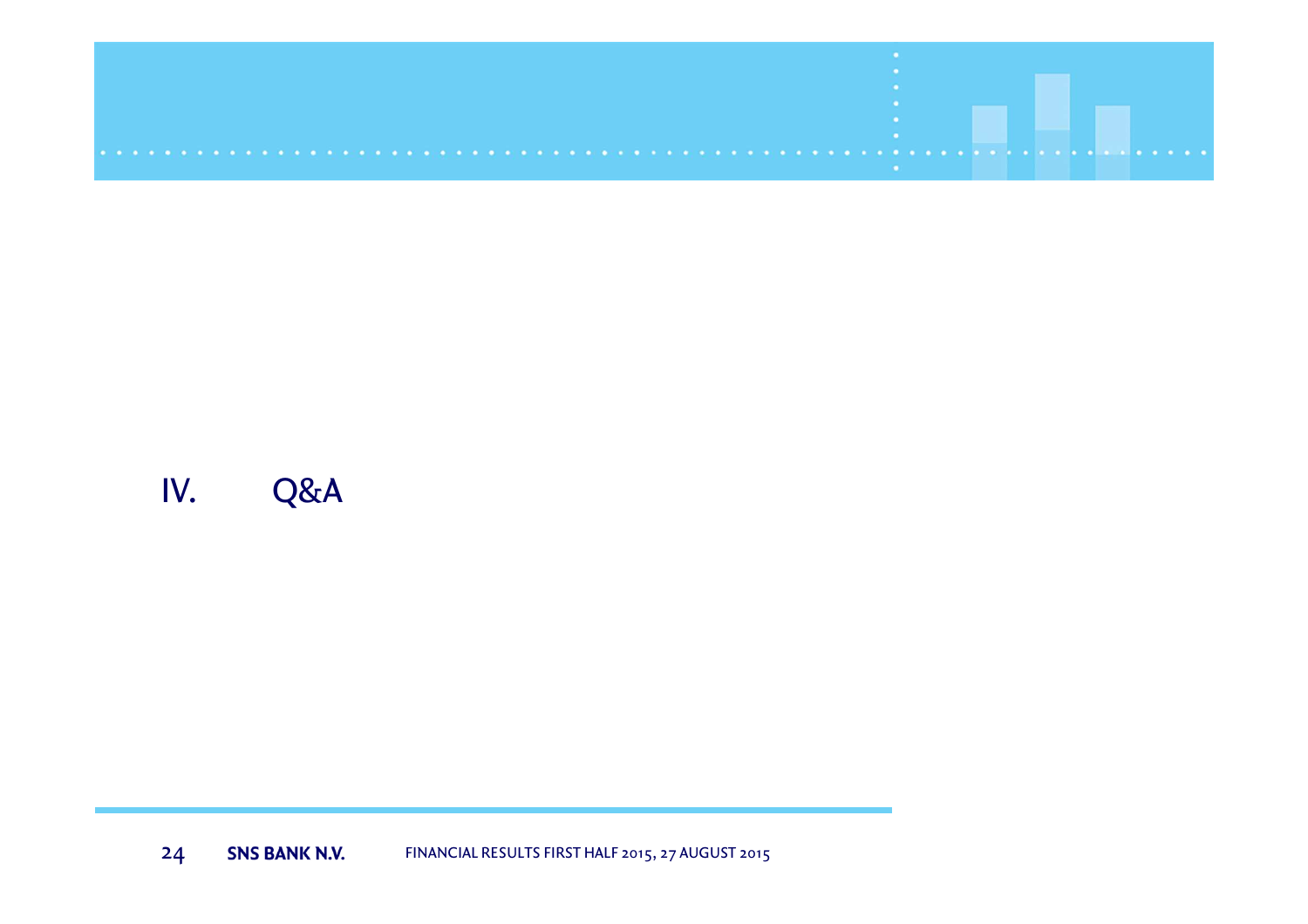# IV. Q&A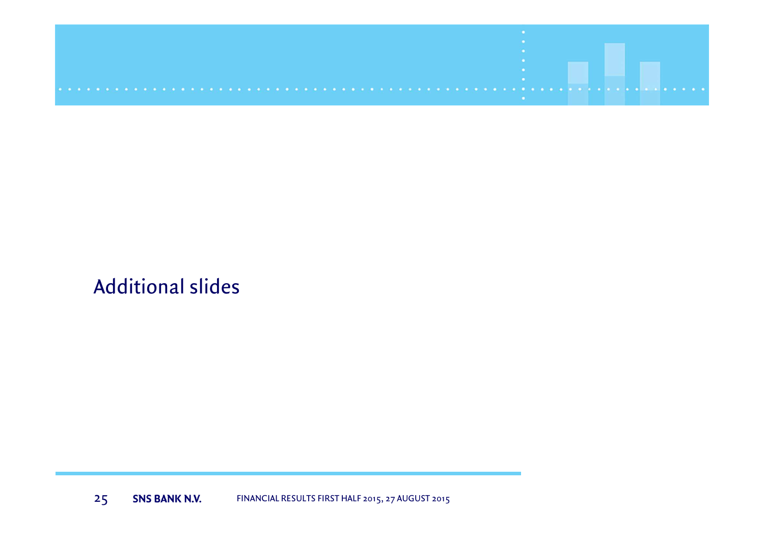# Additional slides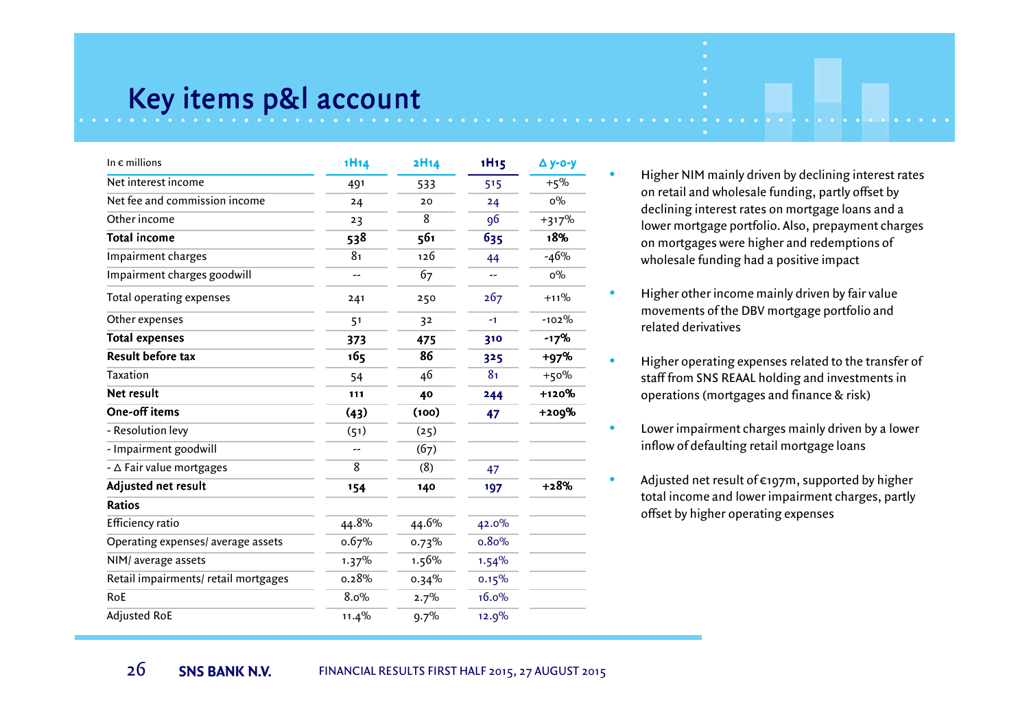# Key items p&l account

| In € millions | 1H14 | 2H14 | 1H15 | Δ y-o-y |
|---|---|---|---|---|
| Net interest income | 491 | 533 | 515 | +5% |
| Net fee and commission income | 24 | 20 | 24 | 0% |
| Other income | 23 | 8 | 96 | +317% |
| **Total income** | **538** | **561** | **635** | **18%** |
| Impairment charges | 81 | 126 | 44 | -46% |
| Impairment charges goodwill | -- | 67 | -- | 0% |
| Total operating expenses | 241 | 250 | 267 | +11% |
| Other expenses | 51 | 32 | -1 | -102% |
| **Total expenses** | **373** | **475** | **310** | **-17%** |
| **Result before tax** | **165** | **86** | **325** | **+97%** |
| Taxation | 54 | 46 | 81 | +50% |
| **Net result** | **111** | **40** | **244** | **+120%** |
| **One-off items** | **(43)** | **(100)** | **47** | **+209%** |
| - Resolution levy | (51) | (25) | | |
| - Impairment goodwill | -- | (67) | | |
| - Δ Fair value mortgages | 8 | (8) | 47 | |
| **Adjusted net result** | **154** | **140** | **197** | **+28%** |
| **Ratios** | | | | |
| Efficiency ratio | 44.8% | 44.6% | 42.0% | |
| Operating expenses/ average assets | 0.67% | 0.73% | 0.80% | |
| NIM/ average assets | 1.37% | 1.56% | 1.54% | |
| Retail impairments/ retail mortgages | 0.28% | 0.34% | 0.15% | |
| RoE | 8.0% | 2.7% | 16.0% | |
| Adjusted RoE | 11.4% | 9.7% | 12.9% | |

- Higher NIM mainly driven by declining interest rates on retail and wholesale funding, partly offset by declining interest rates on mortgage loans and a lower mortgage portfolio. Also, prepayment charges on mortgages were higher and redemptions of wholesale funding had a positive impact
- Higher other income mainly driven by fair value movements of the DBV mortgage portfolio and related derivatives
- Higher operating expenses related to the transfer of staff from SNS REAAL holding and investments in operations (mortgages and finance & risk)
- Lower impairment charges mainly driven by a lower inflow of defaulting retail mortgage loans
- Adjusted net result of €197m, supported by higher total income and lower impairment charges, partly offset by higher operating expenses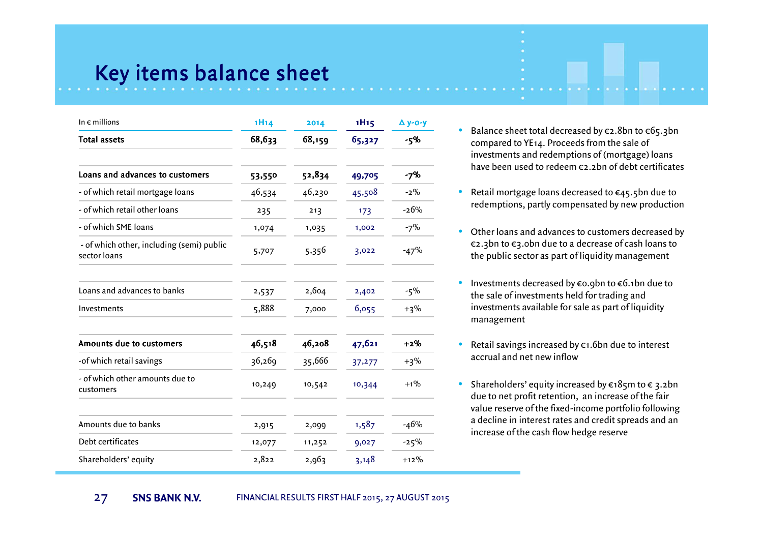# Key items balance sheet

| In € millions | 1H14 | 2014 | 1H15 | Δ y-o-y |
|---|---|---|---|---|
| **Total assets** | **68,633** | **68,159** | **65,327** | **-5%** |
| | | | | |
| **Loans and advances to customers** | **53,550** | **52,834** | **49,705** | **-7%** |
| - of which retail mortgage loans | 46,534 | 46,230 | 45,508 | -2% |
| - of which retail other loans | 235 | 213 | 173 | -26% |
| - of which SME loans | 1,074 | 1,035 | 1,002 | -7% |
| - of which other, including (semi) public sector loans | 5,707 | 5,356 | 3,022 | -47% |
| | | | | |
| Loans and advances to banks | 2,537 | 2,604 | 2,402 | -5% |
| Investments | 5,888 | 7,000 | 6,055 | +3% |
| | | | | |
| **Amounts due to customers** | **46,518** | **46,208** | **47,621** | **+2%** |
| -of which retail savings | 36,269 | 35,666 | 37,277 | +3% |
| - of which other amounts due to customers | 10,249 | 10,542 | 10,344 | +1% |
| | | | | |
| Amounts due to banks | 2,915 | 2,099 | 1,587 | -46% |
| Debt certificates | 12,077 | 11,252 | 9,027 | -25% |
| Shareholders' equity | 2,822 | 2,963 | 3,148 | +12% |

- Balance sheet total decreased by €2.8bn to €65.3bn compared to YE14. Proceeds from the sale of investments and redemptions of (mortgage) loans have been used to redeem €2.2bn of debt certificates
- Retail mortgage loans decreased to €45.5bn due to redemptions, partly compensated by new production
- Other loans and advances to customers decreased by €2.3bn to €3.0bn due to a decrease of cash loans to the public sector as part of liquidity management
- Investments decreased by €0.9bn to €6.1bn due to the sale of investments held for trading and investments available for sale as part of liquidity management
- Retail savings increased by €1.6bn due to interest accrual and net new inflow
- Shareholders' equity increased by €185m to € 3.2bn due to net profit retention, an increase of the fair value reserve of the fixed-income portfolio following a decline in interest rates and credit spreads and an increase of the cash flow hedge reserve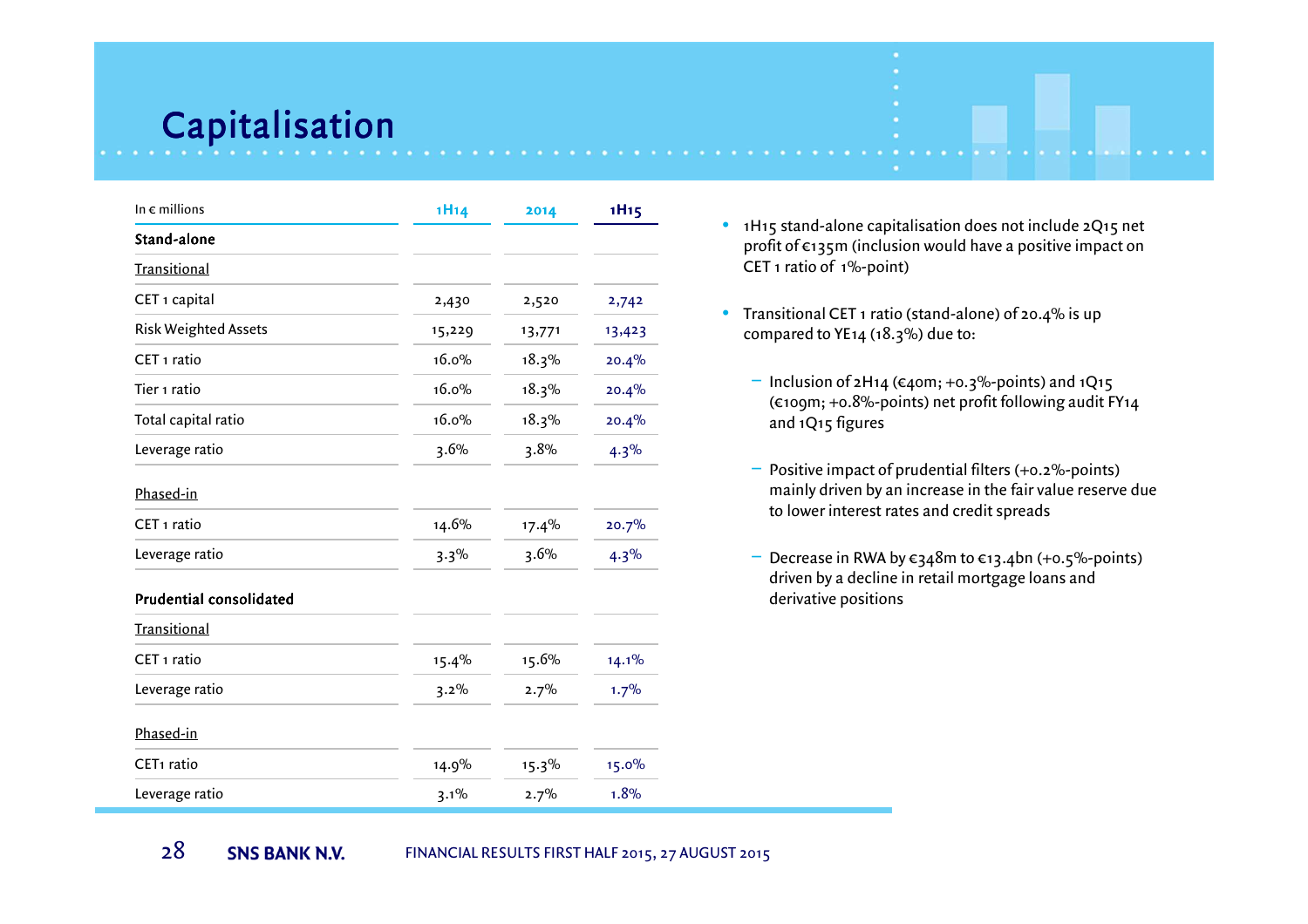# Capitalisation

| In € millions | 1H14 | 2014 | 1H15 |
|---|---|---|---|
| **Stand-alone** | | | |
| Transitional | | | |
| CET 1 capital | 2,430 | 2,520 | 2,742 |
| Risk Weighted Assets | 15,229 | 13,771 | 13,423 |
| CET 1 ratio | 16.0% | 18.3% | 20.4% |
| Tier 1 ratio | 16.0% | 18.3% | 20.4% |
| Total capital ratio | 16.0% | 18.3% | 20.4% |
| Leverage ratio | 3.6% | 3.8% | 4.3% |
| Phased-in | | | |
| CET 1 ratio | 14.6% | 17.4% | 20.7% |
| Leverage ratio | 3.3% | 3.6% | 4.3% |
| **Prudential consolidated** | | | |
| Transitional | | | |
| CET 1 ratio | 15.4% | 15.6% | 14.1% |
| Leverage ratio | 3.2% | 2.7% | 1.7% |
| Phased-in | | | |
| CET1 ratio | 14.9% | 15.3% | 15.0% |
| Leverage ratio | 3.1% | 2.7% | 1.8% |

- 1H15 stand-alone capitalisation does not include 2Q15 net profit of €135m (inclusion would have a positive impact on CET 1 ratio of 1%-point)
- Transitional CET 1 ratio (stand-alone) of 20.4% is up compared to YE14 (18.3%) due to:
  - Inclusion of 2H14 (€40m; +0.3%-points) and 1Q15 (€109m; +0.8%-points) net profit following audit FY14 and 1Q15 figures
  - Positive impact of prudential filters (+0.2%-points) mainly driven by an increase in the fair value reserve due to lower interest rates and credit spreads
  - Decrease in RWA by €348m to €13.4bn (+0.5%-points) driven by a decline in retail mortgage loans and derivative positions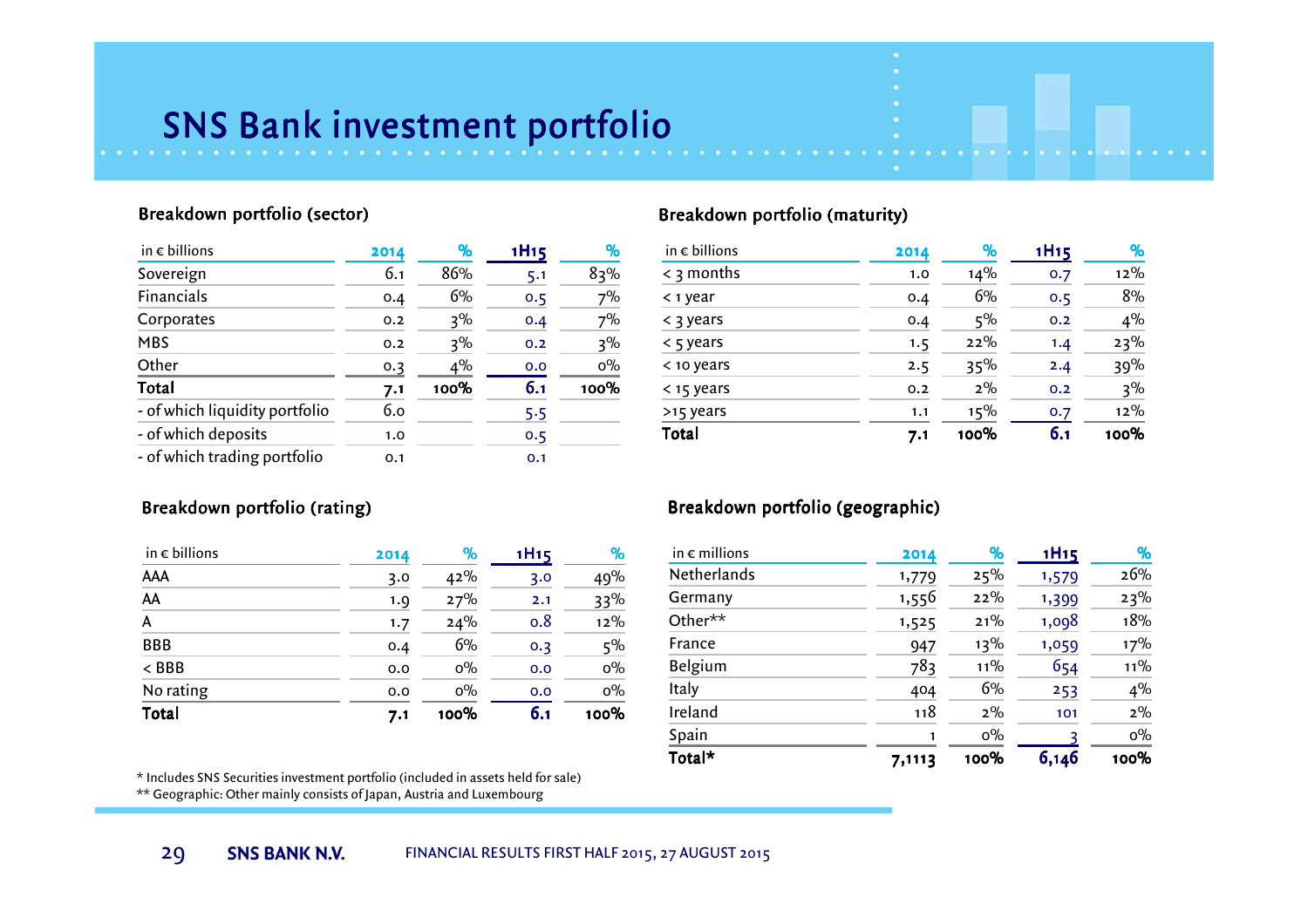# SNS Bank investment portfolio

### Breakdown portfolio (sector)

| in € billions | 2014 | % | 1H15 | % |
|---|---|---|---|---|
| Sovereign | 6.1 | 86% | 5.1 | 83% |
| Financials | 0.4 | 6% | 0.5 | 7% |
| Corporates | 0.2 | 3% | 0.4 | 7% |
| MBS | 0.2 | 3% | 0.2 | 3% |
| Other | 0.3 | 4% | 0.0 | 0% |
| **Total** | **7.1** | **100%** | **6.1** | **100%** |
| - of which liquidity portfolio | 6.0 | | 5.5 | |
| - of which deposits | 1.0 | | 0.5 | |
| - of which trading portfolio | 0.1 | | 0.1 | |

### Breakdown portfolio (maturity)

| in € billions | 2014 | % | 1H15 | % |
|---|---|---|---|---|
| < 3 months | 1.0 | 14% | 0.7 | 12% |
| < 1 year | 0.4 | 6% | 0.5 | 8% |
| < 3 years | 0.4 | 5% | 0.2 | 4% |
| < 5 years | 1.5 | 22% | 1.4 | 23% |
| < 10 years | 2.5 | 35% | 2.4 | 39% |
| < 15 years | 0.2 | 2% | 0.2 | 3% |
| >15 years | 1.1 | 15% | 0.7 | 12% |
| **Total** | **7.1** | **100%** | **6.1** | **100%** |

### Breakdown portfolio (rating)

| in € billions | 2014 | % | 1H15 | % |
|---|---|---|---|---|
| AAA | 3.0 | 42% | 3.0 | 49% |
| AA | 1.9 | 27% | 2.1 | 33% |
| A | 1.7 | 24% | 0.8 | 12% |
| BBB | 0.4 | 6% | 0.3 | 5% |
| < BBB | 0.0 | 0% | 0.0 | 0% |
| No rating | 0.0 | 0% | 0.0 | 0% |
| **Total** | **7.1** | **100%** | **6.1** | **100%** |

### Breakdown portfolio (geographic)

| in € millions | 2014 | % | 1H15 | % |
|---|---|---|---|---|
| Netherlands | 1,779 | 25% | 1,579 | 26% |
| Germany | 1,556 | 22% | 1,399 | 23% |
| Other** | 1,525 | 21% | 1,098 | 18% |
| France | 947 | 13% | 1,059 | 17% |
| Belgium | 783 | 11% | 654 | 11% |
| Italy | 404 | 6% | 253 | 4% |
| Ireland | 118 | 2% | 101 | 2% |
| Spain | 1 | 0% | 3 | 0% |
| **Total*** | **7,1113** | **100%** | **6,146** | **100%** |

* Includes SNS Securities investment portfolio (included in assets held for sale)

** Geographic: Other mainly consists of Japan, Austria and Luxembourg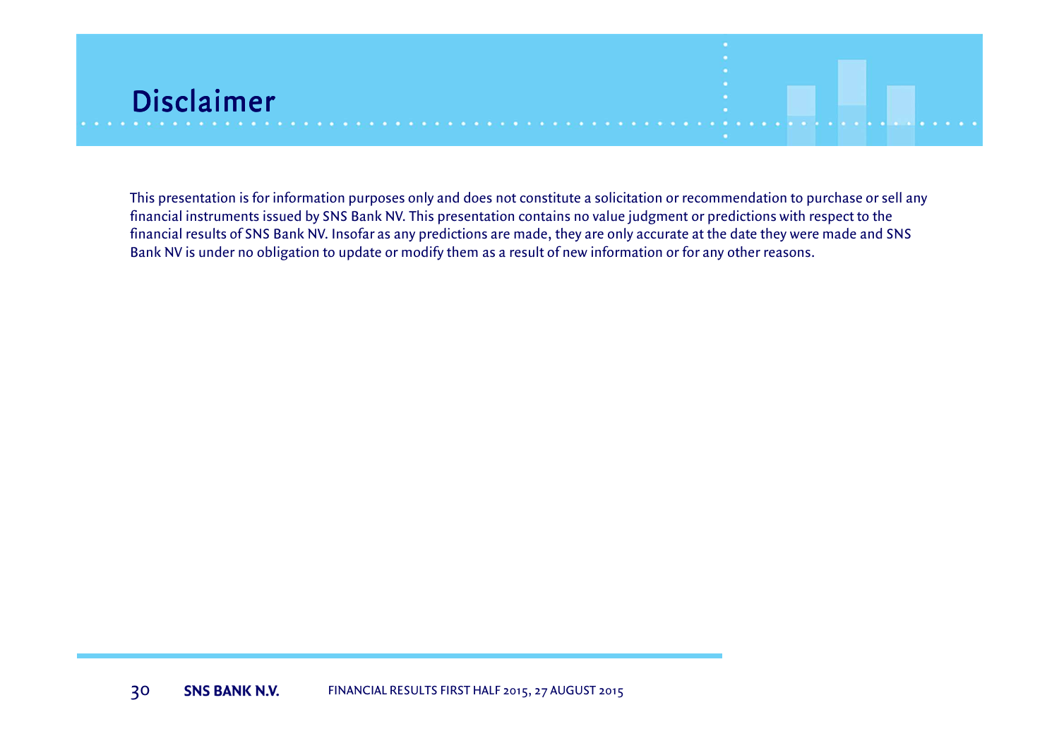# Disclaimer

This presentation is for information purposes only and does not constitute a solicitation or recommendation to purchase or sell any financial instruments issued by SNS Bank NV. This presentation contains no value judgment or predictions with respect to the financial results of SNS Bank NV. Insofar as any predictions are made, they are only accurate at the date they were made and SNS Bank NV is under no obligation to update or modify them as a result of new information or for any other reasons.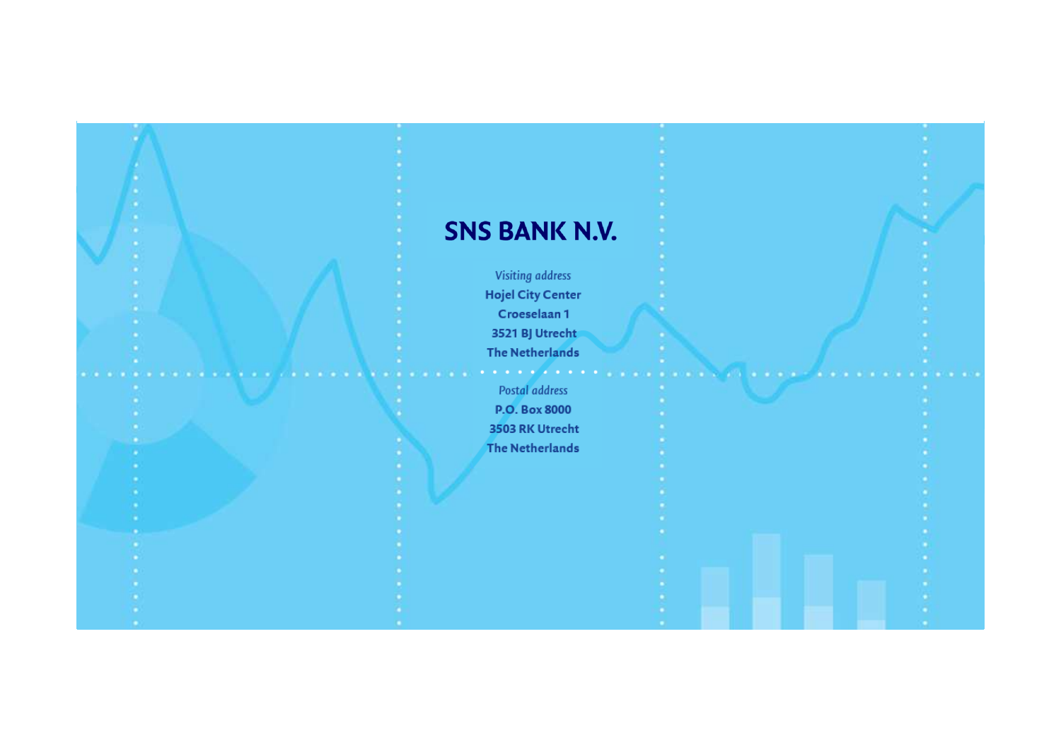# SNS BANK N.V.

*Visiting address*
**Hojel City Center**
**Croeselaan 1**
**3521 BJ Utrecht**
**The Netherlands**

*Postal address*
**P.O. Box 8000**
**3503 RK Utrecht**
**The Netherlands**